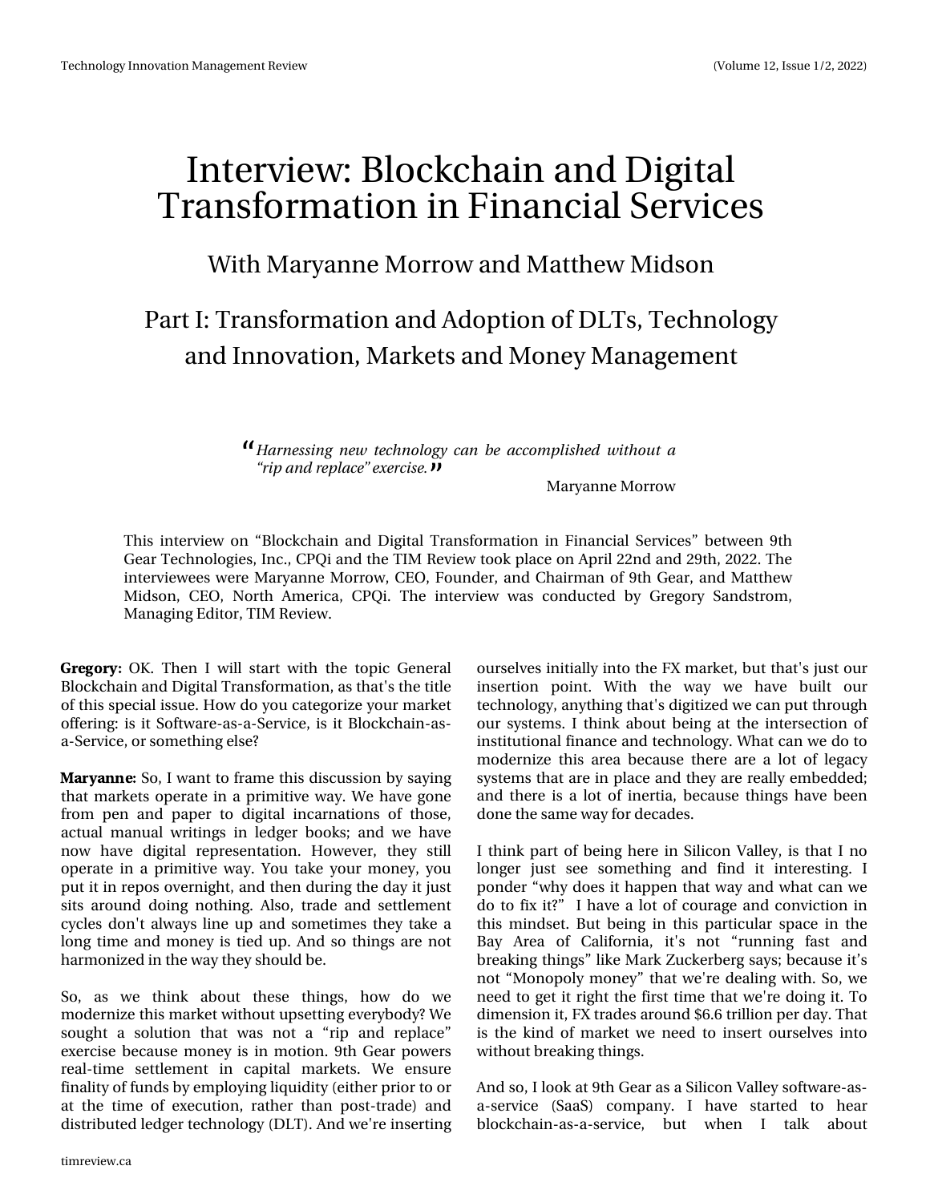# Interview: Blockchain and Digital Transformation in Financial Services

## With Maryanne Morrow and Matthew Midson

## Part I: Transformation and Adoption of DLTs, Technology and Innovation, Markets and Money Management

> *"Harnessing new technology can be accomplished without a "rip and replace" exercise."*
>
> Maryanne Morrow

This interview on "Blockchain and Digital Transformation in Financial Services" between 9th Gear Technologies, Inc., CPQi and the TIM Review took place on April 22nd and 29th, 2022. The interviewees were Maryanne Morrow, CEO, Founder, and Chairman of 9th Gear, and Matthew Midson, CEO, North America, CPQi. The interview was conducted by Gregory Sandstrom, Managing Editor, TIM Review.

**Gregory:** OK. Then I will start with the topic General Blockchain and Digital Transformation, as that's the title of this special issue. How do you categorize your market offering: is it Software-as-a-Service, is it Blockchain-as-a-Service, or something else?

**Maryanne:** So, I want to frame this discussion by saying that markets operate in a primitive way. We have gone from pen and paper to digital incarnations of those, actual manual writings in ledger books; and we have now have digital representation. However, they still operate in a primitive way. You take your money, you put it in repos overnight, and then during the day it just sits around doing nothing. Also, trade and settlement cycles don't always line up and sometimes they take a long time and money is tied up. And so things are not harmonized in the way they should be.

So, as we think about these things, how do we modernize this market without upsetting everybody? We sought a solution that was not a "rip and replace" exercise because money is in motion. 9th Gear powers real-time settlement in capital markets. We ensure finality of funds by employing liquidity (either prior to or at the time of execution, rather than post-trade) and distributed ledger technology (DLT). And we're inserting ourselves initially into the FX market, but that's just our insertion point. With the way we have built our technology, anything that's digitized we can put through our systems. I think about being at the intersection of institutional finance and technology. What can we do to modernize this area because there are a lot of legacy systems that are in place and they are really embedded; and there is a lot of inertia, because things have been done the same way for decades.

I think part of being here in Silicon Valley, is that I no longer just see something and find it interesting. I ponder "why does it happen that way and what can we do to fix it?" I have a lot of courage and conviction in this mindset. But being in this particular space in the Bay Area of California, it's not "running fast and breaking things" like Mark Zuckerberg says; because it's not "Monopoly money" that we're dealing with. So, we need to get it right the first time that we're doing it. To dimension it, FX trades around $6.6 trillion per day. That is the kind of market we need to insert ourselves into without breaking things.

And so, I look at 9th Gear as a Silicon Valley software-as-a-service (SaaS) company. I have started to hear blockchain-as-a-service, but when I talk about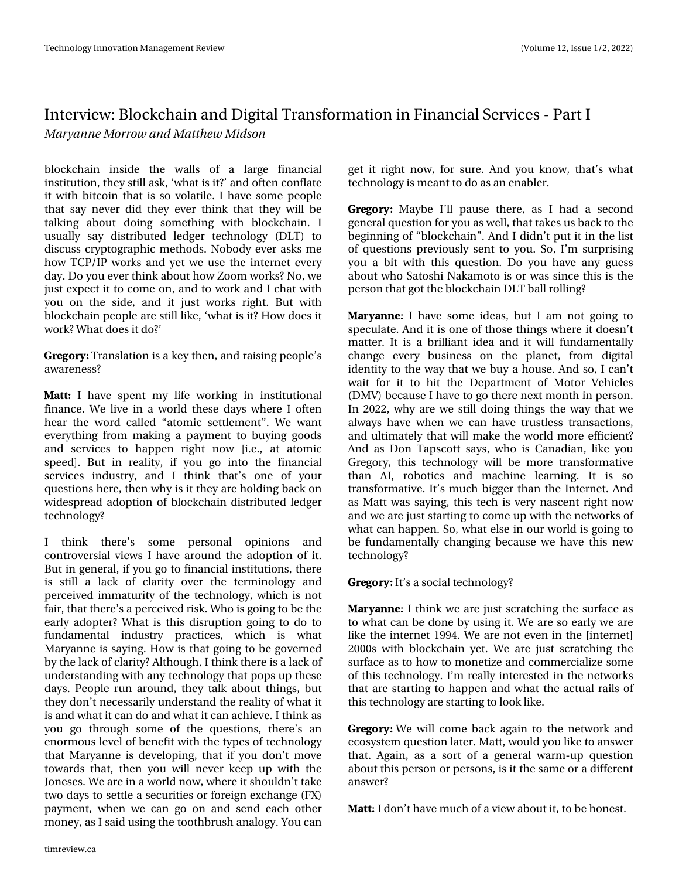blockchain inside the walls of a large financial institution, they still ask, 'what is it?' and often conflate it with bitcoin that is so volatile. I have some people that say never did they ever think that they will be talking about doing something with blockchain. I usually say distributed ledger technology (DLT) to discuss cryptographic methods. Nobody ever asks me how TCP/IP works and yet we use the internet every day. Do you ever think about how Zoom works? No, we just expect it to come on, and to work and I chat with you on the side, and it just works right. But with blockchain people are still like, 'what is it? How does it work? What does it do?'

**Gregory:** Translation is a key then, and raising people's awareness?

**Matt:** I have spent my life working in institutional finance. We live in a world these days where I often hear the word called "atomic settlement". We want everything from making a payment to buying goods and services to happen right now [i.e., at atomic speed]. But in reality, if you go into the financial services industry, and I think that's one of your questions here, then why is it they are holding back on widespread adoption of blockchain distributed ledger technology?

I think there's some personal opinions and controversial views I have around the adoption of it. But in general, if you go to financial institutions, there is still a lack of clarity over the terminology and perceived immaturity of the technology, which is not fair, that there's a perceived risk. Who is going to be the early adopter? What is this disruption going to do to fundamental industry practices, which is what Maryanne is saying. How is that going to be governed by the lack of clarity? Although, I think there is a lack of understanding with any technology that pops up these days. People run around, they talk about things, but they don't necessarily understand the reality of what it is and what it can do and what it can achieve. I think as you go through some of the questions, there's an enormous level of benefit with the types of technology that Maryanne is developing, that if you don't move towards that, then you will never keep up with the Joneses. We are in a world now, where it shouldn't take two days to settle a securities or foreign exchange (FX) payment, when we can go on and send each other money, as I said using the toothbrush analogy. You can get it right now, for sure. And you know, that's what technology is meant to do as an enabler.

**Gregory:** Maybe I'll pause there, as I had a second general question for you as well, that takes us back to the beginning of "blockchain". And I didn't put it in the list of questions previously sent to you. So, I'm surprising you a bit with this question. Do you have any guess about who Satoshi Nakamoto is or was since this is the person that got the blockchain DLT ball rolling?

**Maryanne:** I have some ideas, but I am not going to speculate. And it is one of those things where it doesn't matter. It is a brilliant idea and it will fundamentally change every business on the planet, from digital identity to the way that we buy a house. And so, I can't wait for it to hit the Department of Motor Vehicles (DMV) because I have to go there next month in person. In 2022, why are we still doing things the way that we always have when we can have trustless transactions, and ultimately that will make the world more efficient? And as Don Tapscott says, who is Canadian, like you Gregory, this technology will be more transformative than AI, robotics and machine learning. It is so transformative. It's much bigger than the Internet. And as Matt was saying, this tech is very nascent right now and we are just starting to come up with the networks of what can happen. So, what else in our world is going to be fundamentally changing because we have this new technology?

**Gregory:** It's a social technology?

**Maryanne:** I think we are just scratching the surface as to what can be done by using it. We are so early we are like the internet 1994. We are not even in the [internet] 2000s with blockchain yet. We are just scratching the surface as to how to monetize and commercialize some of this technology. I'm really interested in the networks that are starting to happen and what the actual rails of this technology are starting to look like.

**Gregory:** We will come back again to the network and ecosystem question later. Matt, would you like to answer that. Again, as a sort of a general warm-up question about this person or persons, is it the same or a different answer?

**Matt:** I don't have much of a view about it, to be honest.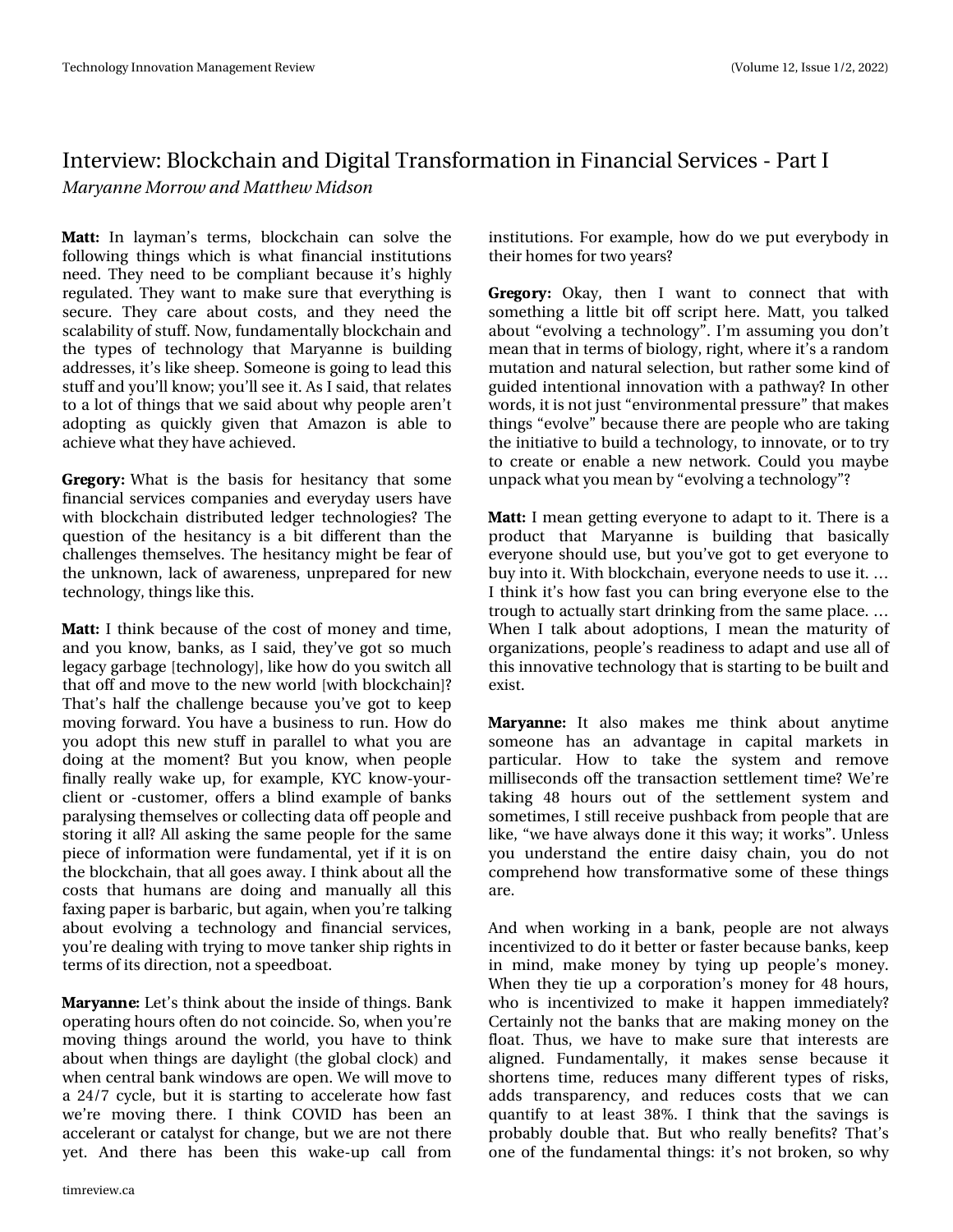# Interview: Blockchain and Digital Transformation in Financial Services - Part I

*Maryanne Morrow and Matthew Midson*

**Matt:** In layman's terms, blockchain can solve the following things which is what financial institutions need. They need to be compliant because it's highly regulated. They want to make sure that everything is secure. They care about costs, and they need the scalability of stuff. Now, fundamentally blockchain and the types of technology that Maryanne is building addresses, it's like sheep. Someone is going to lead this stuff and you'll know; you'll see it. As I said, that relates to a lot of things that we said about why people aren't adopting as quickly given that Amazon is able to achieve what they have achieved.

**Gregory:** What is the basis for hesitancy that some financial services companies and everyday users have with blockchain distributed ledger technologies? The question of the hesitancy is a bit different than the challenges themselves. The hesitancy might be fear of the unknown, lack of awareness, unprepared for new technology, things like this.

**Matt:** I think because of the cost of money and time, and you know, banks, as I said, they've got so much legacy garbage [technology], like how do you switch all that off and move to the new world [with blockchain]? That's half the challenge because you've got to keep moving forward. You have a business to run. How do you adopt this new stuff in parallel to what you are doing at the moment? But you know, when people finally really wake up, for example, KYC know-your-client or -customer, offers a blind example of banks paralysing themselves or collecting data off people and storing it all? All asking the same people for the same piece of information were fundamental, yet if it is on the blockchain, that all goes away. I think about all the costs that humans are doing and manually all this faxing paper is barbaric, but again, when you're talking about evolving a technology and financial services, you're dealing with trying to move tanker ship rights in terms of its direction, not a speedboat.

**Maryanne:** Let's think about the inside of things. Bank operating hours often do not coincide. So, when you're moving things around the world, you have to think about when things are daylight (the global clock) and when central bank windows are open. We will move to a 24/7 cycle, but it is starting to accelerate how fast we're moving there. I think COVID has been an accelerant or catalyst for change, but we are not there yet. And there has been this wake-up call from institutions. For example, how do we put everybody in their homes for two years?

**Gregory:** Okay, then I want to connect that with something a little bit off script here. Matt, you talked about "evolving a technology". I'm assuming you don't mean that in terms of biology, right, where it's a random mutation and natural selection, but rather some kind of guided intentional innovation with a pathway? In other words, it is not just "environmental pressure" that makes things "evolve" because there are people who are taking the initiative to build a technology, to innovate, or to try to create or enable a new network. Could you maybe unpack what you mean by "evolving a technology"?

**Matt:** I mean getting everyone to adapt to it. There is a product that Maryanne is building that basically everyone should use, but you've got to get everyone to buy into it. With blockchain, everyone needs to use it. … I think it's how fast you can bring everyone else to the trough to actually start drinking from the same place. … When I talk about adoptions, I mean the maturity of organizations, people's readiness to adapt and use all of this innovative technology that is starting to be built and exist.

**Maryanne:** It also makes me think about anytime someone has an advantage in capital markets in particular. How to take the system and remove milliseconds off the transaction settlement time? We're taking 48 hours out of the settlement system and sometimes, I still receive pushback from people that are like, "we have always done it this way; it works". Unless you understand the entire daisy chain, you do not comprehend how transformative some of these things are.

And when working in a bank, people are not always incentivized to do it better or faster because banks, keep in mind, make money by tying up people's money. When they tie up a corporation's money for 48 hours, who is incentivized to make it happen immediately? Certainly not the banks that are making money on the float. Thus, we have to make sure that interests are aligned. Fundamentally, it makes sense because it shortens time, reduces many different types of risks, adds transparency, and reduces costs that we can quantify to at least 38%. I think that the savings is probably double that. But who really benefits? That's one of the fundamental things: it's not broken, so why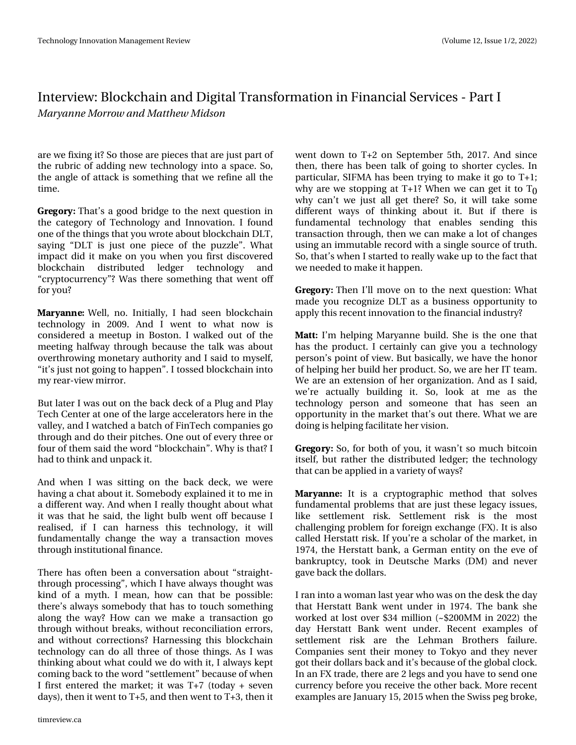# Interview: Blockchain and Digital Transformation in Financial Services - Part I

*Maryanne Morrow and Matthew Midson*

are we fixing it? So those are pieces that are just part of the rubric of adding new technology into a space. So, the angle of attack is something that we refine all the time.

**Gregory:** That's a good bridge to the next question in the category of Technology and Innovation. I found one of the things that you wrote about blockchain DLT, saying "DLT is just one piece of the puzzle". What impact did it make on you when you first discovered blockchain distributed ledger technology and "cryptocurrency"? Was there something that went off for you?

**Maryanne:** Well, no. Initially, I had seen blockchain technology in 2009. And I went to what now is considered a meetup in Boston. I walked out of the meeting halfway through because the talk was about overthrowing monetary authority and I said to myself, "it's just not going to happen". I tossed blockchain into my rear-view mirror.

But later I was out on the back deck of a Plug and Play Tech Center at one of the large accelerators here in the valley, and I watched a batch of FinTech companies go through and do their pitches. One out of every three or four of them said the word "blockchain". Why is that? I had to think and unpack it.

And when I was sitting on the back deck, we were having a chat about it. Somebody explained it to me in a different way. And when I really thought about what it was that he said, the light bulb went off because I realised, if I can harness this technology, it will fundamentally change the way a transaction moves through institutional finance.

There has often been a conversation about "straight-through processing", which I have always thought was kind of a myth. I mean, how can that be possible: there's always somebody that has to touch something along the way? How can we make a transaction go through without breaks, without reconciliation errors, and without corrections? Harnessing this blockchain technology can do all three of those things. As I was thinking about what could we do with it, I always kept coming back to the word "settlement" because of when I first entered the market; it was T+7 (today + seven days), then it went to T+5, and then went to T+3, then it went down to T+2 on September 5th, 2017. And since then, there has been talk of going to shorter cycles. In particular, SIFMA has been trying to make it go to T+1; why are we stopping at T+1? When we can get it to $T_0$ why can't we just all get there? So, it will take some different ways of thinking about it. But if there is fundamental technology that enables sending this transaction through, then we can make a lot of changes using an immutable record with a single source of truth. So, that's when I started to really wake up to the fact that we needed to make it happen.

**Gregory:** Then I'll move on to the next question: What made you recognize DLT as a business opportunity to apply this recent innovation to the financial industry?

**Matt:** I'm helping Maryanne build. She is the one that has the product. I certainly can give you a technology person's point of view. But basically, we have the honor of helping her build her product. So, we are her IT team. We are an extension of her organization. And as I said, we're actually building it. So, look at me as the technology person and someone that has seen an opportunity in the market that's out there. What we are doing is helping facilitate her vision.

**Gregory:** So, for both of you, it wasn't so much bitcoin itself, but rather the distributed ledger; the technology that can be applied in a variety of ways?

**Maryanne:** It is a cryptographic method that solves fundamental problems that are just these legacy issues, like settlement risk. Settlement risk is the most challenging problem for foreign exchange (FX). It is also called Herstatt risk. If you're a scholar of the market, in 1974, the Herstatt bank, a German entity on the eve of bankruptcy, took in Deutsche Marks (DM) and never gave back the dollars.

I ran into a woman last year who was on the desk the day that Herstatt Bank went under in 1974. The bank she worked at lost over $34 million (~$200MM in 2022) the day Herstatt Bank went under. Recent examples of settlement risk are the Lehman Brothers failure. Companies sent their money to Tokyo and they never got their dollars back and it's because of the global clock. In an FX trade, there are 2 legs and you have to send one currency before you receive the other back. More recent examples are January 15, 2015 when the Swiss peg broke,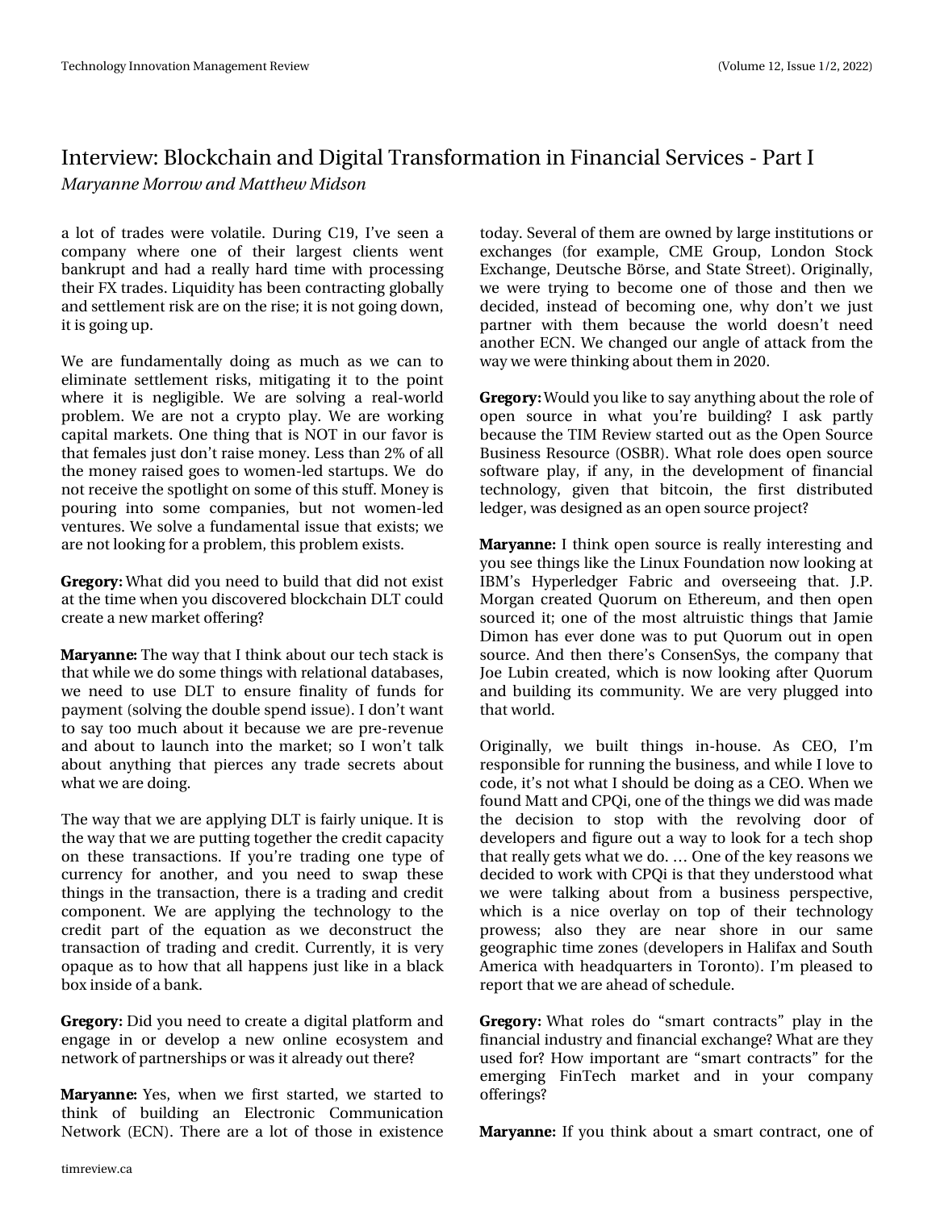a lot of trades were volatile. During C19, I've seen a company where one of their largest clients went bankrupt and had a really hard time with processing their FX trades. Liquidity has been contracting globally and settlement risk are on the rise; it is not going down, it is going up.

We are fundamentally doing as much as we can to eliminate settlement risks, mitigating it to the point where it is negligible. We are solving a real-world problem. We are not a crypto play. We are working capital markets. One thing that is NOT in our favor is that females just don't raise money. Less than 2% of all the money raised goes to women-led startups. We do not receive the spotlight on some of this stuff. Money is pouring into some companies, but not women-led ventures. We solve a fundamental issue that exists; we are not looking for a problem, this problem exists.

**Gregory:** What did you need to build that did not exist at the time when you discovered blockchain DLT could create a new market offering?

**Maryanne:** The way that I think about our tech stack is that while we do some things with relational databases, we need to use DLT to ensure finality of funds for payment (solving the double spend issue). I don't want to say too much about it because we are pre-revenue and about to launch into the market; so I won't talk about anything that pierces any trade secrets about what we are doing.

The way that we are applying DLT is fairly unique. It is the way that we are putting together the credit capacity on these transactions. If you're trading one type of currency for another, and you need to swap these things in the transaction, there is a trading and credit component. We are applying the technology to the credit part of the equation as we deconstruct the transaction of trading and credit. Currently, it is very opaque as to how that all happens just like in a black box inside of a bank.

**Gregory:** Did you need to create a digital platform and engage in or develop a new online ecosystem and network of partnerships or was it already out there?

**Maryanne:** Yes, when we first started, we started to think of building an Electronic Communication Network (ECN). There are a lot of those in existence today. Several of them are owned by large institutions or exchanges (for example, CME Group, London Stock Exchange, Deutsche Börse, and State Street). Originally, we were trying to become one of those and then we decided, instead of becoming one, why don't we just partner with them because the world doesn't need another ECN. We changed our angle of attack from the way we were thinking about them in 2020.

**Gregory:** Would you like to say anything about the role of open source in what you're building? I ask partly because the TIM Review started out as the Open Source Business Resource (OSBR). What role does open source software play, if any, in the development of financial technology, given that bitcoin, the first distributed ledger, was designed as an open source project?

**Maryanne:** I think open source is really interesting and you see things like the Linux Foundation now looking at IBM's Hyperledger Fabric and overseeing that. J.P. Morgan created Quorum on Ethereum, and then open sourced it; one of the most altruistic things that Jamie Dimon has ever done was to put Quorum out in open source. And then there's ConsenSys, the company that Joe Lubin created, which is now looking after Quorum and building its community. We are very plugged into that world.

Originally, we built things in-house. As CEO, I'm responsible for running the business, and while I love to code, it's not what I should be doing as a CEO. When we found Matt and CPQi, one of the things we did was made the decision to stop with the revolving door of developers and figure out a way to look for a tech shop that really gets what we do. … One of the key reasons we decided to work with CPQi is that they understood what we were talking about from a business perspective, which is a nice overlay on top of their technology prowess; also they are near shore in our same geographic time zones (developers in Halifax and South America with headquarters in Toronto). I'm pleased to report that we are ahead of schedule.

**Gregory:** What roles do "smart contracts" play in the financial industry and financial exchange? What are they used for? How important are "smart contracts" for the emerging FinTech market and in your company offerings?

**Maryanne:** If you think about a smart contract, one of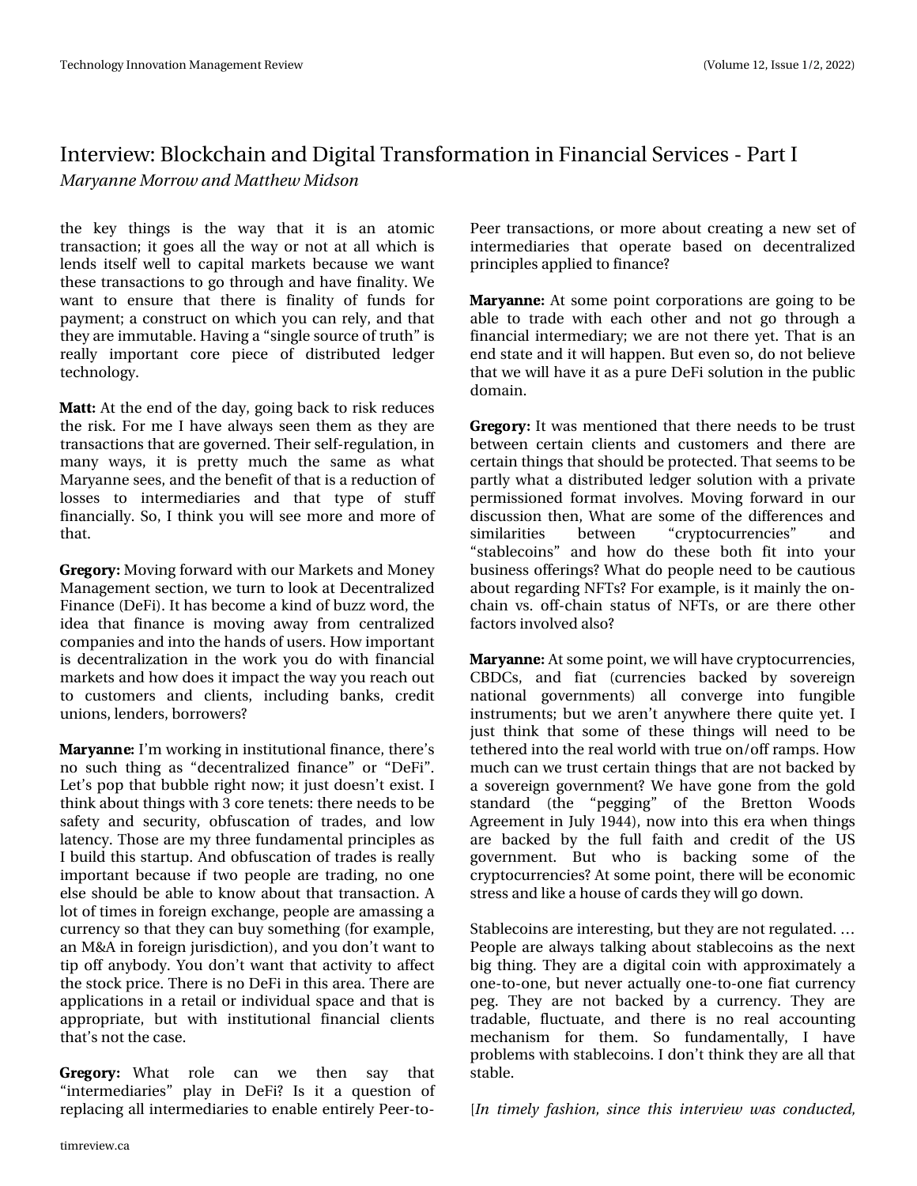the key things is the way that it is an atomic transaction; it goes all the way or not at all which is lends itself well to capital markets because we want these transactions to go through and have finality. We want to ensure that there is finality of funds for payment; a construct on which you can rely, and that they are immutable. Having a "single source of truth" is really important core piece of distributed ledger technology.

**Matt:** At the end of the day, going back to risk reduces the risk. For me I have always seen them as they are transactions that are governed. Their self-regulation, in many ways, it is pretty much the same as what Maryanne sees, and the benefit of that is a reduction of losses to intermediaries and that type of stuff financially. So, I think you will see more and more of that.

**Gregory:** Moving forward with our Markets and Money Management section, we turn to look at Decentralized Finance (DeFi). It has become a kind of buzz word, the idea that finance is moving away from centralized companies and into the hands of users. How important is decentralization in the work you do with financial markets and how does it impact the way you reach out to customers and clients, including banks, credit unions, lenders, borrowers?

**Maryanne:** I'm working in institutional finance, there's no such thing as "decentralized finance" or "DeFi". Let's pop that bubble right now; it just doesn't exist. I think about things with 3 core tenets: there needs to be safety and security, obfuscation of trades, and low latency. Those are my three fundamental principles as I build this startup. And obfuscation of trades is really important because if two people are trading, no one else should be able to know about that transaction. A lot of times in foreign exchange, people are amassing a currency so that they can buy something (for example, an M&A in foreign jurisdiction), and you don't want to tip off anybody. You don't want that activity to affect the stock price. There is no DeFi in this area. There are applications in a retail or individual space and that is appropriate, but with institutional financial clients that's not the case.

**Gregory:** What role can we then say that "intermediaries" play in DeFi? Is it a question of replacing all intermediaries to enable entirely Peer-to-Peer transactions, or more about creating a new set of intermediaries that operate based on decentralized principles applied to finance?

**Maryanne:** At some point corporations are going to be able to trade with each other and not go through a financial intermediary; we are not there yet. That is an end state and it will happen. But even so, do not believe that we will have it as a pure DeFi solution in the public domain.

**Gregory:** It was mentioned that there needs to be trust between certain clients and customers and there are certain things that should be protected. That seems to be partly what a distributed ledger solution with a private permissioned format involves. Moving forward in our discussion then, What are some of the differences and similarities between "cryptocurrencies" and "stablecoins" and how do these both fit into your business offerings? What do people need to be cautious about regarding NFTs? For example, is it mainly the on-chain vs. off-chain status of NFTs, or are there other factors involved also?

**Maryanne:** At some point, we will have cryptocurrencies, CBDCs, and fiat (currencies backed by sovereign national governments) all converge into fungible instruments; but we aren't anywhere there quite yet. I just think that some of these things will need to be tethered into the real world with true on/off ramps. How much can we trust certain things that are not backed by a sovereign government? We have gone from the gold standard (the "pegging" of the Bretton Woods Agreement in July 1944), now into this era when things are backed by the full faith and credit of the US government. But who is backing some of the cryptocurrencies? At some point, there will be economic stress and like a house of cards they will go down.

Stablecoins are interesting, but they are not regulated. … People are always talking about stablecoins as the next big thing. They are a digital coin with approximately a one-to-one, but never actually one-to-one fiat currency peg. They are not backed by a currency. They are tradable, fluctuate, and there is no real accounting mechanism for them. So fundamentally, I have problems with stablecoins. I don't think they are all that stable.

[*In timely fashion, since this interview was conducted,*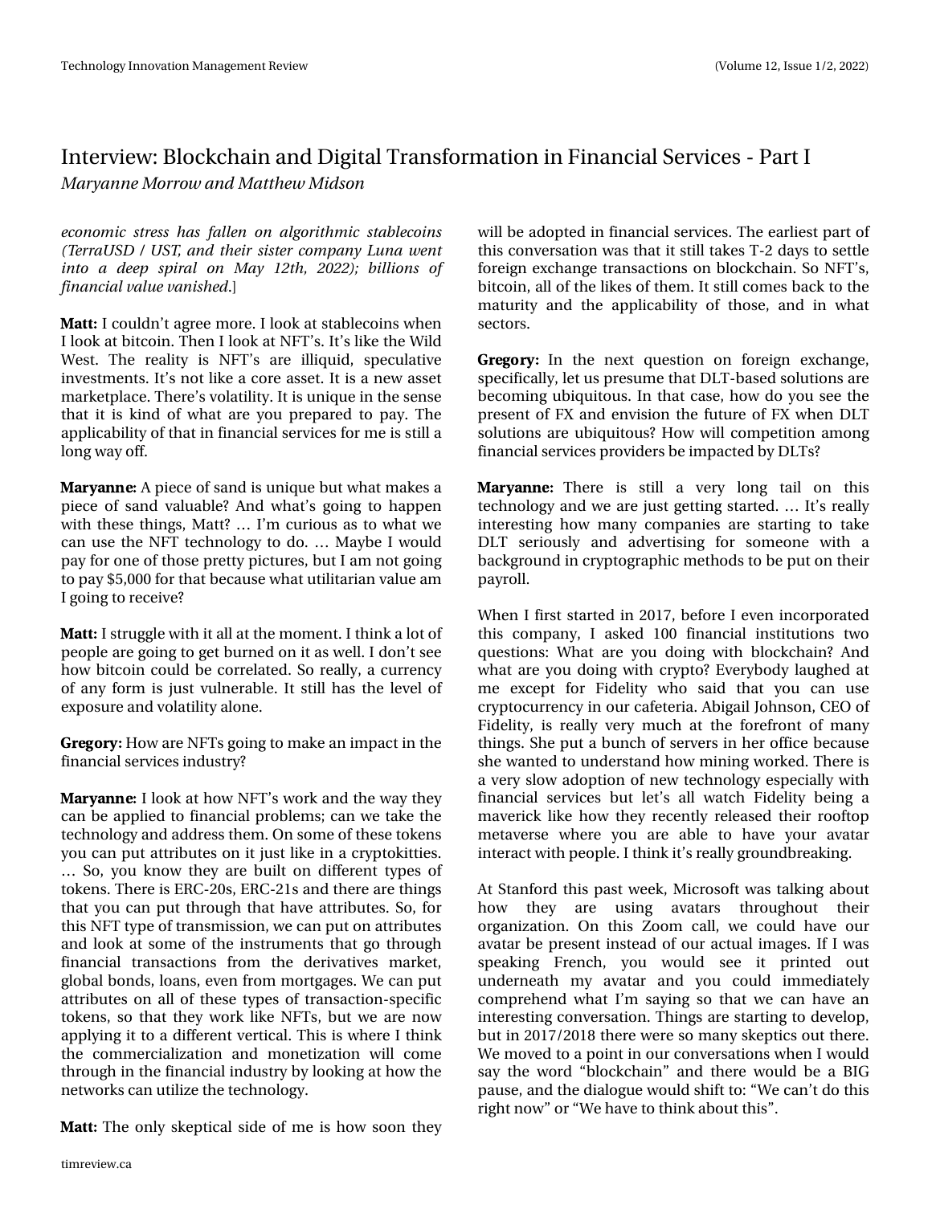*economic stress has fallen on algorithmic stablecoins (TerraUSD / UST, and their sister company Luna went into a deep spiral on May 12th, 2022); billions of financial value vanished.*]

**Matt:** I couldn't agree more. I look at stablecoins when I look at bitcoin. Then I look at NFT's. It's like the Wild West. The reality is NFT's are illiquid, speculative investments. It's not like a core asset. It is a new asset marketplace. There's volatility. It is unique in the sense that it is kind of what are you prepared to pay. The applicability of that in financial services for me is still a long way off.

**Maryanne:** A piece of sand is unique but what makes a piece of sand valuable? And what's going to happen with these things, Matt? … I'm curious as to what we can use the NFT technology to do. … Maybe I would pay for one of those pretty pictures, but I am not going to pay $5,000 for that because what utilitarian value am I going to receive?

**Matt:** I struggle with it all at the moment. I think a lot of people are going to get burned on it as well. I don't see how bitcoin could be correlated. So really, a currency of any form is just vulnerable. It still has the level of exposure and volatility alone.

**Gregory:** How are NFTs going to make an impact in the financial services industry?

**Maryanne:** I look at how NFT's work and the way they can be applied to financial problems; can we take the technology and address them. On some of these tokens you can put attributes on it just like in a cryptokitties. … So, you know they are built on different types of tokens. There is ERC-20s, ERC-21s and there are things that you can put through that have attributes. So, for this NFT type of transmission, we can put on attributes and look at some of the instruments that go through financial transactions from the derivatives market, global bonds, loans, even from mortgages. We can put attributes on all of these types of transaction-specific tokens, so that they work like NFTs, but we are now applying it to a different vertical. This is where I think the commercialization and monetization will come through in the financial industry by looking at how the networks can utilize the technology.

**Matt:** The only skeptical side of me is how soon they will be adopted in financial services. The earliest part of this conversation was that it still takes T-2 days to settle foreign exchange transactions on blockchain. So NFT's, bitcoin, all of the likes of them. It still comes back to the maturity and the applicability of those, and in what sectors.

**Gregory:** In the next question on foreign exchange, specifically, let us presume that DLT-based solutions are becoming ubiquitous. In that case, how do you see the present of FX and envision the future of FX when DLT solutions are ubiquitous? How will competition among financial services providers be impacted by DLTs?

**Maryanne:** There is still a very long tail on this technology and we are just getting started. … It's really interesting how many companies are starting to take DLT seriously and advertising for someone with a background in cryptographic methods to be put on their payroll.

When I first started in 2017, before I even incorporated this company, I asked 100 financial institutions two questions: What are you doing with blockchain? And what are you doing with crypto? Everybody laughed at me except for Fidelity who said that you can use cryptocurrency in our cafeteria. Abigail Johnson, CEO of Fidelity, is really very much at the forefront of many things. She put a bunch of servers in her office because she wanted to understand how mining worked. There is a very slow adoption of new technology especially with financial services but let's all watch Fidelity being a maverick like how they recently released their rooftop metaverse where you are able to have your avatar interact with people. I think it's really groundbreaking.

At Stanford this past week, Microsoft was talking about how they are using avatars throughout their organization. On this Zoom call, we could have our avatar be present instead of our actual images. If I was speaking French, you would see it printed out underneath my avatar and you could immediately comprehend what I'm saying so that we can have an interesting conversation. Things are starting to develop, but in 2017/2018 there were so many skeptics out there. We moved to a point in our conversations when I would say the word "blockchain" and there would be a BIG pause, and the dialogue would shift to: "We can't do this right now" or "We have to think about this".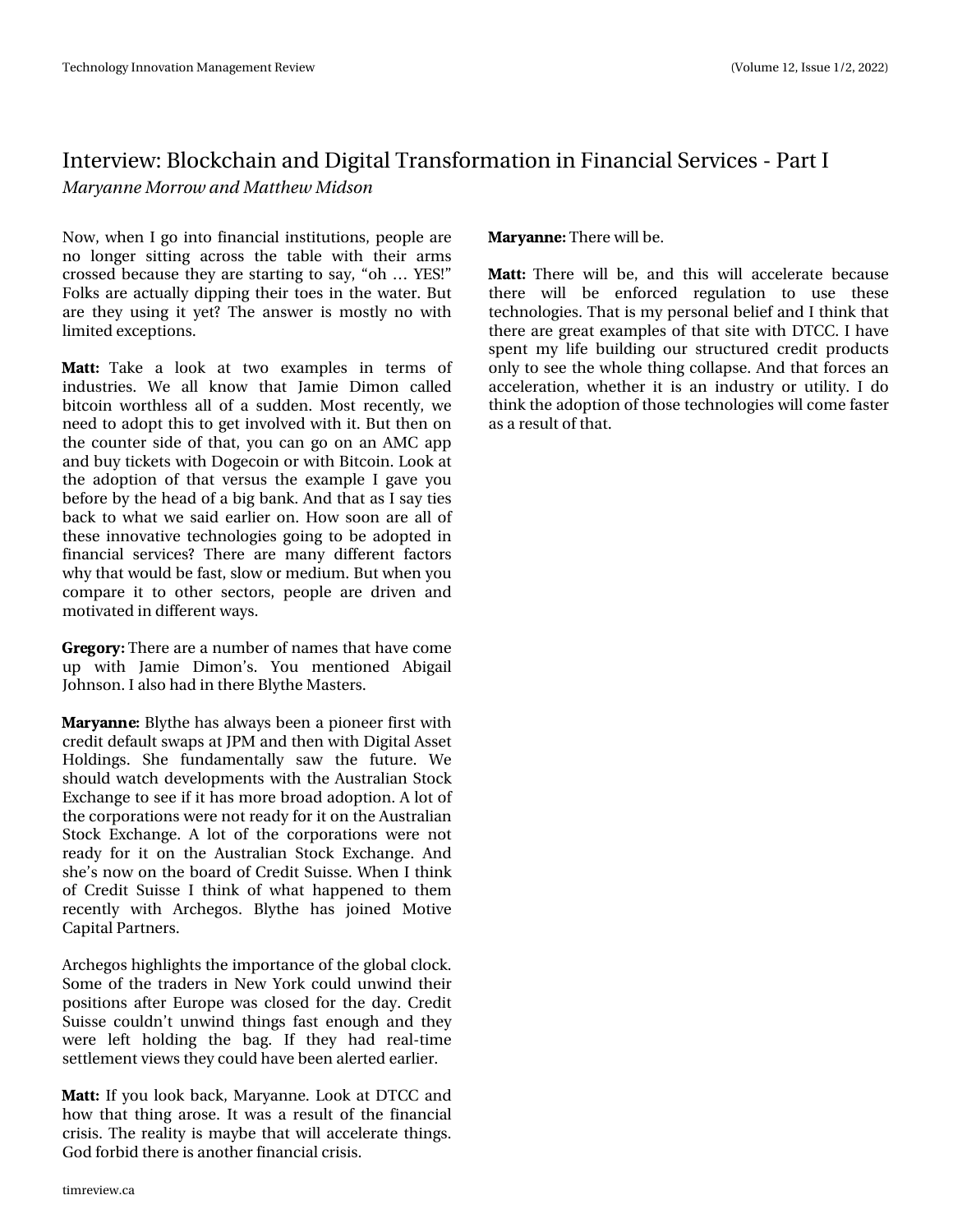# Interview: Blockchain and Digital Transformation in Financial Services - Part I

*Maryanne Morrow and Matthew Midson*

Now, when I go into financial institutions, people are no longer sitting across the table with their arms crossed because they are starting to say, "oh … YES!" Folks are actually dipping their toes in the water. But are they using it yet? The answer is mostly no with limited exceptions.

**Matt:** Take a look at two examples in terms of industries. We all know that Jamie Dimon called bitcoin worthless all of a sudden. Most recently, we need to adopt this to get involved with it. But then on the counter side of that, you can go on an AMC app and buy tickets with Dogecoin or with Bitcoin. Look at the adoption of that versus the example I gave you before by the head of a big bank. And that as I say ties back to what we said earlier on. How soon are all of these innovative technologies going to be adopted in financial services? There are many different factors why that would be fast, slow or medium. But when you compare it to other sectors, people are driven and motivated in different ways.

**Gregory:** There are a number of names that have come up with Jamie Dimon's. You mentioned Abigail Johnson. I also had in there Blythe Masters.

**Maryanne:** Blythe has always been a pioneer first with credit default swaps at JPM and then with Digital Asset Holdings. She fundamentally saw the future. We should watch developments with the Australian Stock Exchange to see if it has more broad adoption. A lot of the corporations were not ready for it on the Australian Stock Exchange. A lot of the corporations were not ready for it on the Australian Stock Exchange. And she's now on the board of Credit Suisse. When I think of Credit Suisse I think of what happened to them recently with Archegos. Blythe has joined Motive Capital Partners.

Archegos highlights the importance of the global clock. Some of the traders in New York could unwind their positions after Europe was closed for the day. Credit Suisse couldn't unwind things fast enough and they were left holding the bag. If they had real-time settlement views they could have been alerted earlier.

**Matt:** If you look back, Maryanne. Look at DTCC and how that thing arose. It was a result of the financial crisis. The reality is maybe that will accelerate things. God forbid there is another financial crisis.

**Maryanne:** There will be.

**Matt:** There will be, and this will accelerate because there will be enforced regulation to use these technologies. That is my personal belief and I think that there are great examples of that site with DTCC. I have spent my life building our structured credit products only to see the whole thing collapse. And that forces an acceleration, whether it is an industry or utility. I do think the adoption of those technologies will come faster as a result of that.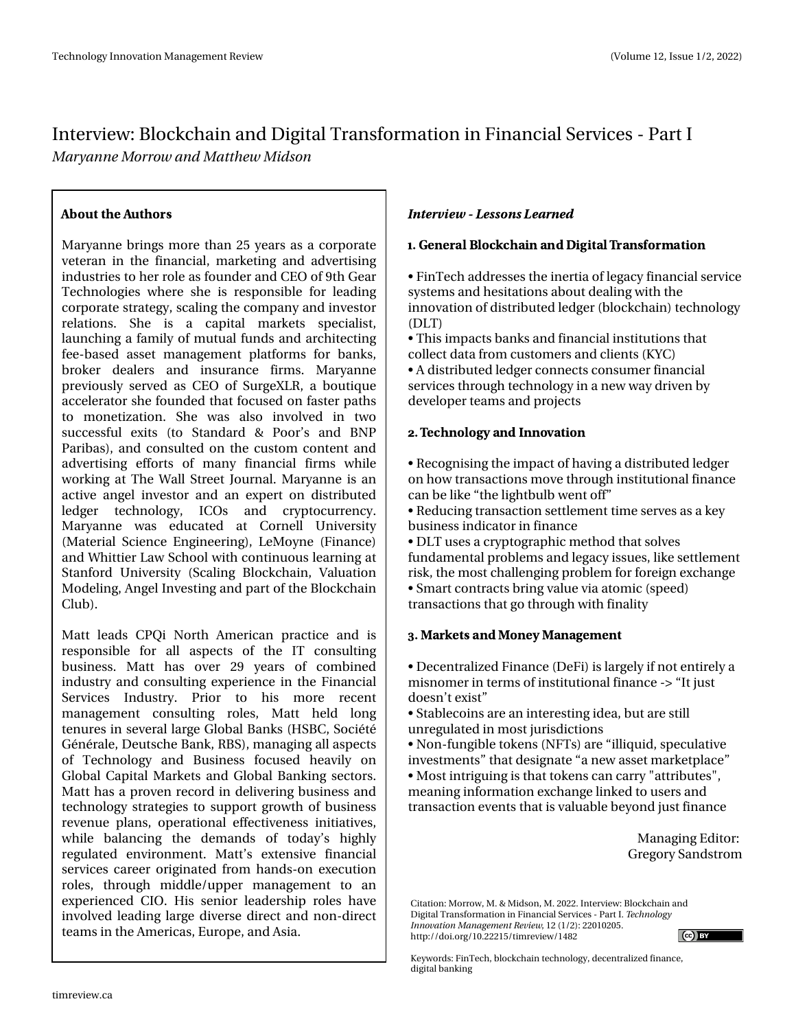# Interview: Blockchain and Digital Transformation in Financial Services - Part I

*Maryanne Morrow and Matthew Midson*

## About the Authors

Maryanne brings more than 25 years as a corporate veteran in the financial, marketing and advertising industries to her role as founder and CEO of 9th Gear Technologies where she is responsible for leading corporate strategy, scaling the company and investor relations. She is a capital markets specialist, launching a family of mutual funds and architecting fee-based asset management platforms for banks, broker dealers and insurance firms. Maryanne previously served as CEO of SurgeXLR, a boutique accelerator she founded that focused on faster paths to monetization. She was also involved in two successful exits (to Standard & Poor's and BNP Paribas), and consulted on the custom content and advertising efforts of many financial firms while working at The Wall Street Journal. Maryanne is an active angel investor and an expert on distributed ledger technology, ICOs and cryptocurrency. Maryanne was educated at Cornell University (Material Science Engineering), LeMoyne (Finance) and Whittier Law School with continuous learning at Stanford University (Scaling Blockchain, Valuation Modeling, Angel Investing and part of the Blockchain Club).

Matt leads CPQi North American practice and is responsible for all aspects of the IT consulting business. Matt has over 29 years of combined industry and consulting experience in the Financial Services Industry. Prior to his more recent management consulting roles, Matt held long tenures in several large Global Banks (HSBC, Société Générale, Deutsche Bank, RBS), managing all aspects of Technology and Business focused heavily on Global Capital Markets and Global Banking sectors. Matt has a proven record in delivering business and technology strategies to support growth of business revenue plans, operational effectiveness initiatives, while balancing the demands of today's highly regulated environment. Matt's extensive financial services career originated from hands-on execution roles, through middle/upper management to an experienced CIO. His senior leadership roles have involved leading large diverse direct and non-direct teams in the Americas, Europe, and Asia.

## *Interview - Lessons Learned*

### 1. General Blockchain and Digital Transformation

- FinTech addresses the inertia of legacy financial service systems and hesitations about dealing with the innovation of distributed ledger (blockchain) technology (DLT)
- This impacts banks and financial institutions that collect data from customers and clients (KYC)
- A distributed ledger connects consumer financial services through technology in a new way driven by developer teams and projects

### 2. Technology and Innovation

- Recognising the impact of having a distributed ledger on how transactions move through institutional finance can be like "the lightbulb went off"
- Reducing transaction settlement time serves as a key business indicator in finance
- DLT uses a cryptographic method that solves fundamental problems and legacy issues, like settlement risk, the most challenging problem for foreign exchange
- Smart contracts bring value via atomic (speed) transactions that go through with finality

### 3. Markets and Money Management

- Decentralized Finance (DeFi) is largely if not entirely a misnomer in terms of institutional finance -> "It just doesn't exist"
- Stablecoins are an interesting idea, but are still unregulated in most jurisdictions
- Non-fungible tokens (NFTs) are "illiquid, speculative investments" that designate "a new asset marketplace"
- Most intriguing is that tokens can carry "attributes", meaning information exchange linked to users and transaction events that is valuable beyond just finance

Managing Editor:
Gregory Sandstrom

Citation: Morrow, M. & Midson, M. 2022. Interview: Blockchain and Digital Transformation in Financial Services - Part I. *Technology Innovation Management Review*, 12 (1/2): 22010205. http://doi.org/10.22215/timreview/1482

Keywords: FinTech, blockchain technology, decentralized finance, digital banking